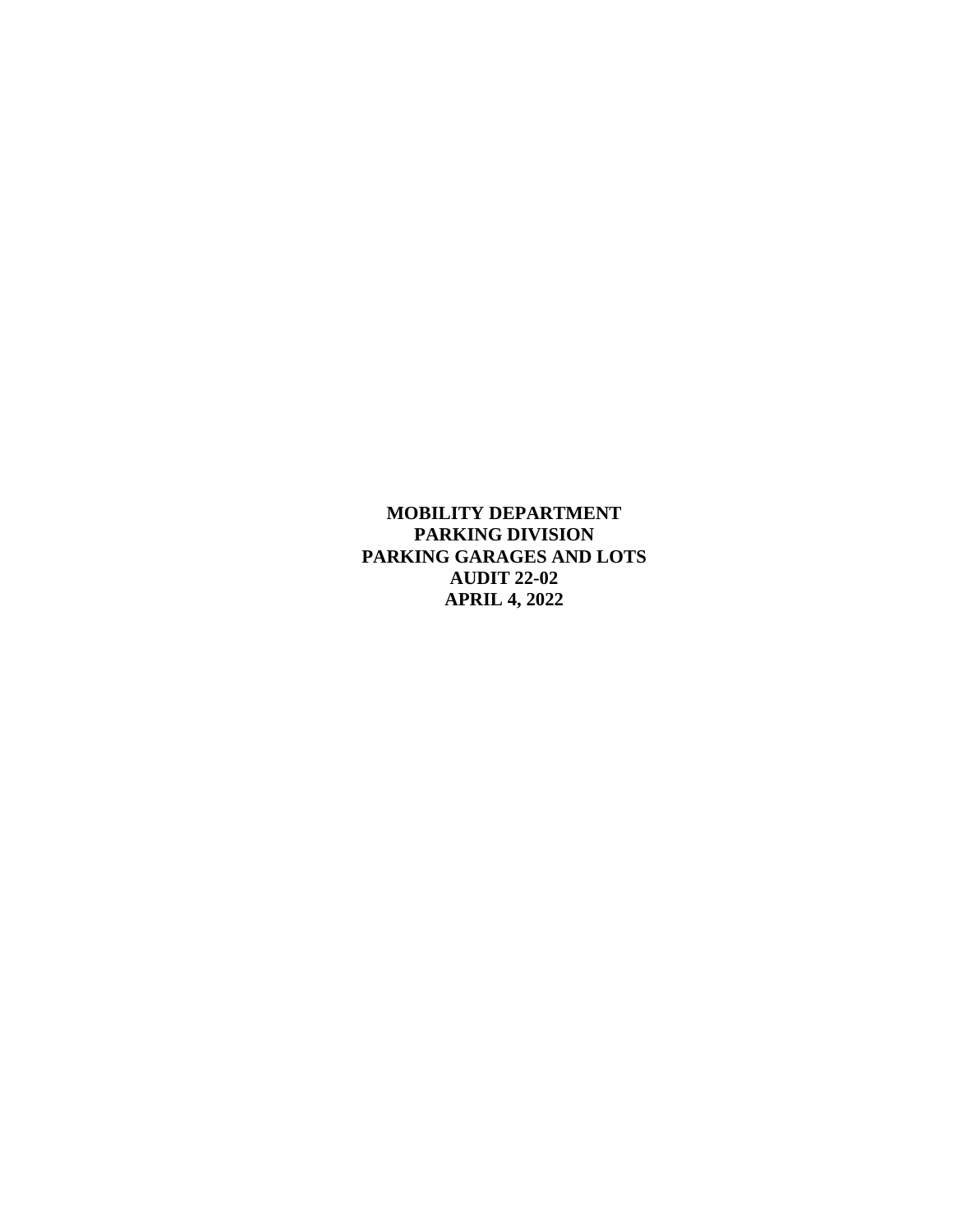**MOBILITY DEPARTMENT**
**PARKING DIVISION**
**PARKING GARAGES AND LOTS**
**AUDIT 22-02**
**APRIL 4, 2022**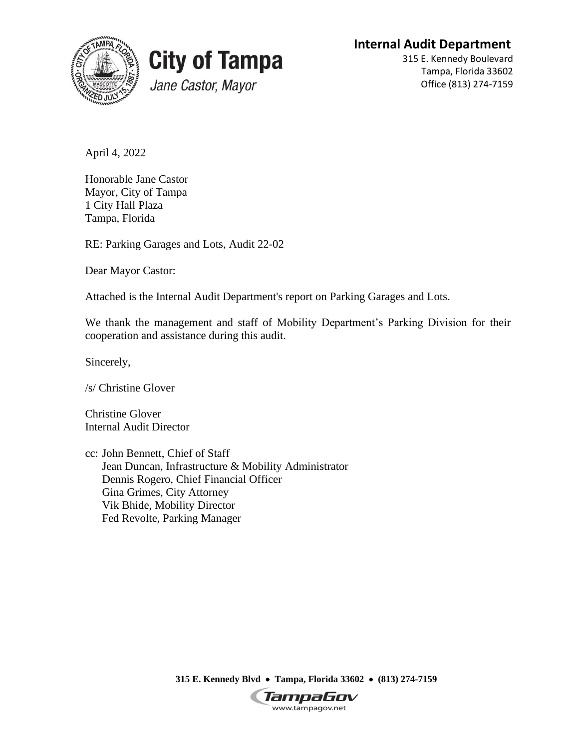**City of Tampa**

*Jane Castor, Mayor*

**Internal Audit Department**

315 E. Kennedy Boulevard
Tampa, Florida 33602
Office (813) 274-7159

April 4, 2022

Honorable Jane Castor
Mayor, City of Tampa
1 City Hall Plaza
Tampa, Florida

RE: Parking Garages and Lots, Audit 22-02

Dear Mayor Castor:

Attached is the Internal Audit Department's report on Parking Garages and Lots.

We thank the management and staff of Mobility Department's Parking Division for their cooperation and assistance during this audit.

Sincerely,

/s/ Christine Glover

Christine Glover
Internal Audit Director

cc: John Bennett, Chief of Staff
Jean Duncan, Infrastructure & Mobility Administrator
Dennis Rogero, Chief Financial Officer
Gina Grimes, City Attorney
Vik Bhide, Mobility Director
Fed Revolte, Parking Manager

**315 E. Kennedy Blvd • Tampa, Florida 33602 • (813) 274-7159**

TampaGov
www.tampagov.net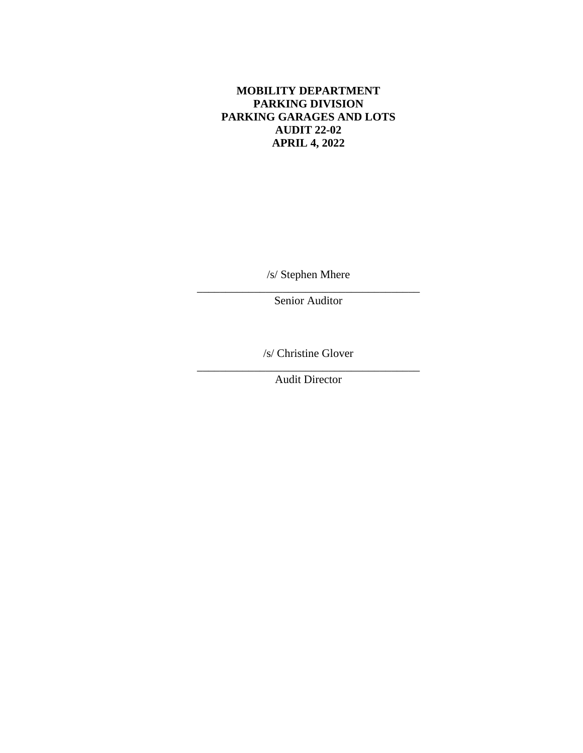**MOBILITY DEPARTMENT**
**PARKING DIVISION**
**PARKING GARAGES AND LOTS**
**AUDIT 22-02**
**APRIL 4, 2022**

/s/ Stephen Mhere

\_\_\_\_\_\_\_\_\_\_\_\_\_\_\_\_\_\_\_\_\_\_\_\_\_\_\_\_\_\_\_\_\_\_\_\_\_\_\_\_

Senior Auditor

/s/ Christine Glover

\_\_\_\_\_\_\_\_\_\_\_\_\_\_\_\_\_\_\_\_\_\_\_\_\_\_\_\_\_\_\_\_\_\_\_\_\_\_\_\_

Audit Director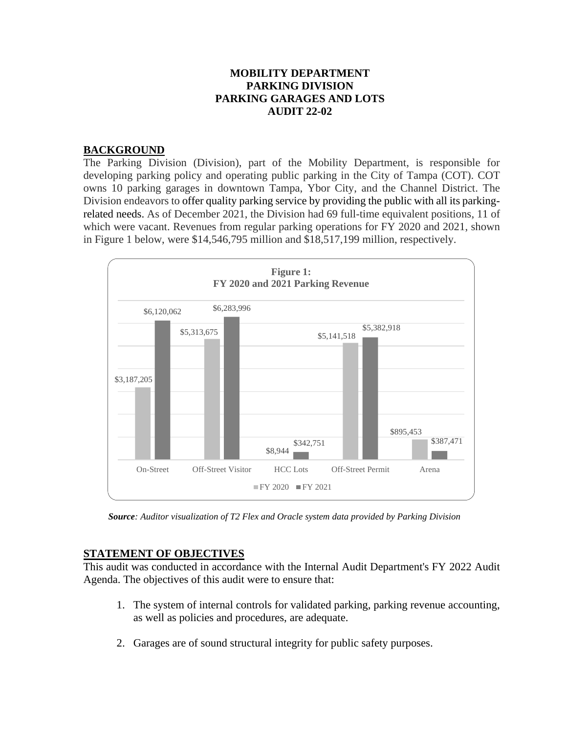**MOBILITY DEPARTMENT**
**PARKING DIVISION**
**PARKING GARAGES AND LOTS**
**AUDIT 22-02**

## BACKGROUND

The Parking Division (Division), part of the Mobility Department, is responsible for developing parking policy and operating public parking in the City of Tampa (COT). COT owns 10 parking garages in downtown Tampa, Ybor City, and the Channel District. The Division endeavors to offer quality parking service by providing the public with all its parking-related needs. As of December 2021, the Division had 69 full-time equivalent positions, 11 of which were vacant. Revenues from regular parking operations for FY 2020 and 2021, shown in Figure 1 below, were $14,546,795 million and $18,517,199 million, respectively.

**Figure 1:**
**FY 2020 and 2021 Parking Revenue**

| | FY 2020 | FY 2021 |
|---|---|---|
| On-Street | $3,187,205 | $6,120,062 |
| Off-Street Visitor | $5,313,675 | $6,283,996 |
| HCC Lots | $8,944 | $342,751 |
| Off-Street Permit | $5,141,518 | $5,382,918 |
| Arena | $895,453 | $387,471 |

***Source**: Auditor visualization of T2 Flex and Oracle system data provided by Parking Division*

## STATEMENT OF OBJECTIVES

This audit was conducted in accordance with the Internal Audit Department's FY 2022 Audit Agenda. The objectives of this audit were to ensure that:

1. The system of internal controls for validated parking, parking revenue accounting, as well as policies and procedures, are adequate.

2. Garages are of sound structural integrity for public safety purposes.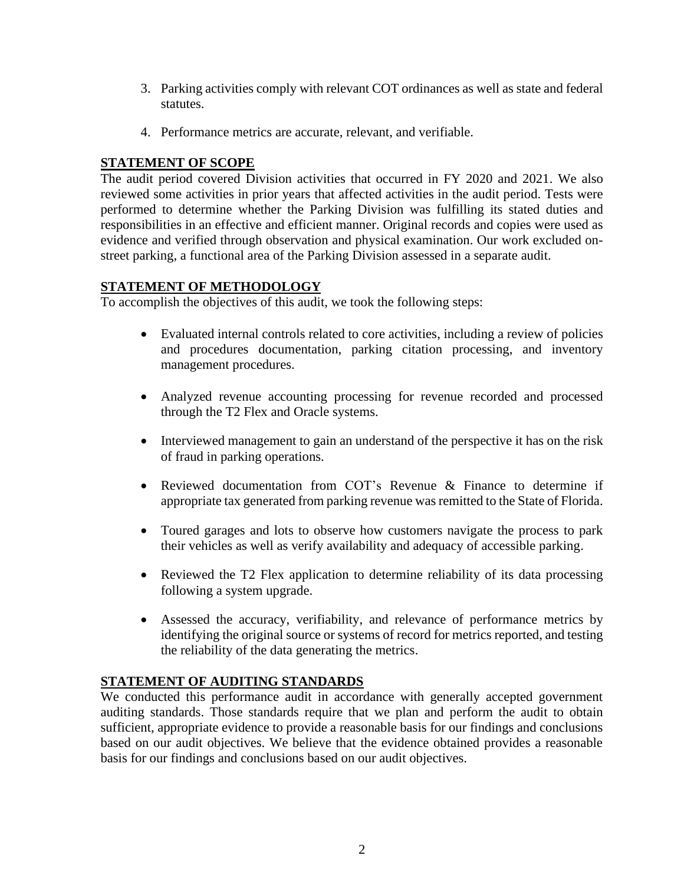3. Parking activities comply with relevant COT ordinances as well as state and federal statutes.

4. Performance metrics are accurate, relevant, and verifiable.

## STATEMENT OF SCOPE

The audit period covered Division activities that occurred in FY 2020 and 2021. We also reviewed some activities in prior years that affected activities in the audit period. Tests were performed to determine whether the Parking Division was fulfilling its stated duties and responsibilities in an effective and efficient manner. Original records and copies were used as evidence and verified through observation and physical examination. Our work excluded on-street parking, a functional area of the Parking Division assessed in a separate audit.

## STATEMENT OF METHODOLOGY

To accomplish the objectives of this audit, we took the following steps:

- Evaluated internal controls related to core activities, including a review of policies and procedures documentation, parking citation processing, and inventory management procedures.

- Analyzed revenue accounting processing for revenue recorded and processed through the T2 Flex and Oracle systems.

- Interviewed management to gain an understand of the perspective it has on the risk of fraud in parking operations.

- Reviewed documentation from COT's Revenue & Finance to determine if appropriate tax generated from parking revenue was remitted to the State of Florida.

- Toured garages and lots to observe how customers navigate the process to park their vehicles as well as verify availability and adequacy of accessible parking.

- Reviewed the T2 Flex application to determine reliability of its data processing following a system upgrade.

- Assessed the accuracy, verifiability, and relevance of performance metrics by identifying the original source or systems of record for metrics reported, and testing the reliability of the data generating the metrics.

## STATEMENT OF AUDITING STANDARDS

We conducted this performance audit in accordance with generally accepted government auditing standards. Those standards require that we plan and perform the audit to obtain sufficient, appropriate evidence to provide a reasonable basis for our findings and conclusions based on our audit objectives. We believe that the evidence obtained provides a reasonable basis for our findings and conclusions based on our audit objectives.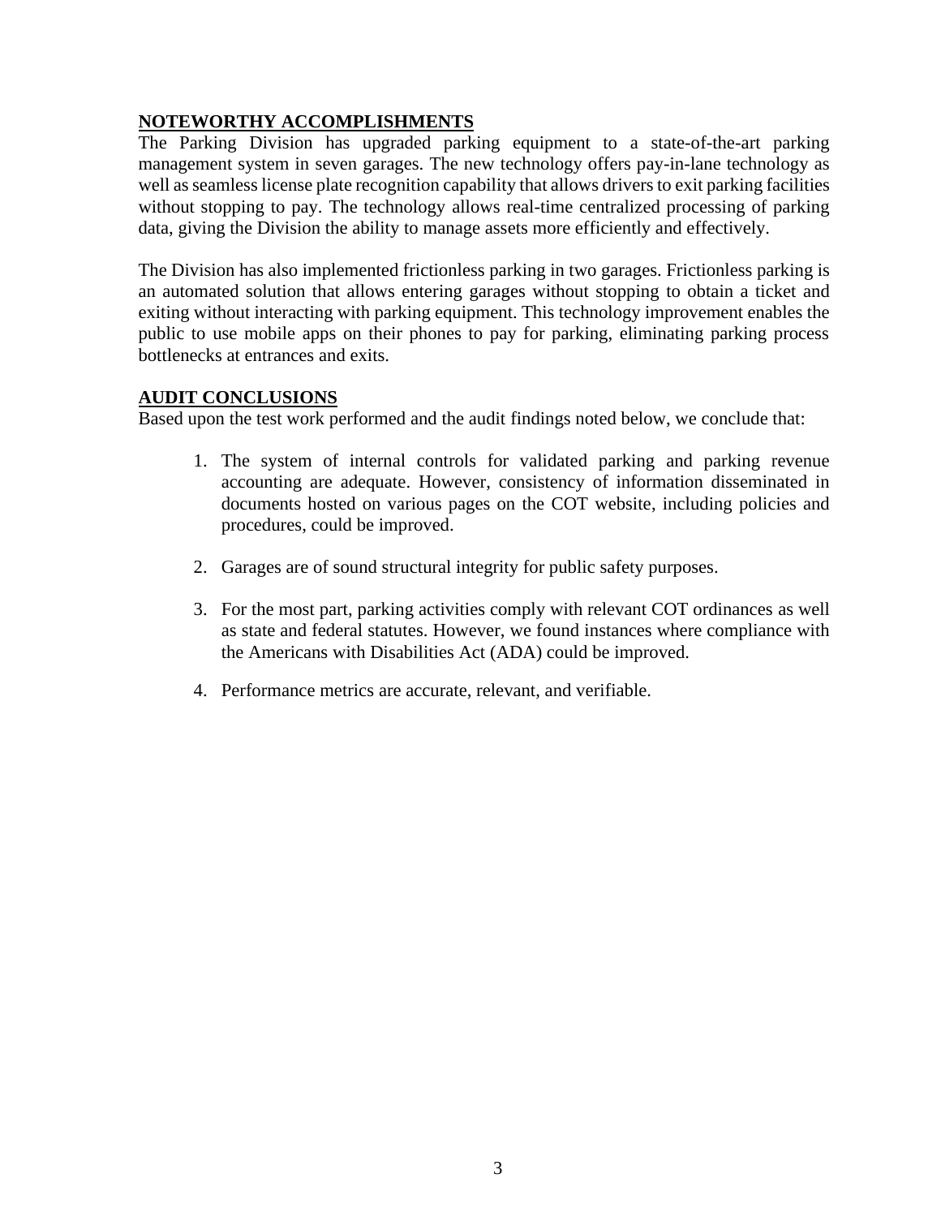## NOTEWORTHY ACCOMPLISHMENTS

The Parking Division has upgraded parking equipment to a state-of-the-art parking management system in seven garages. The new technology offers pay-in-lane technology as well as seamless license plate recognition capability that allows drivers to exit parking facilities without stopping to pay. The technology allows real-time centralized processing of parking data, giving the Division the ability to manage assets more efficiently and effectively.

The Division has also implemented frictionless parking in two garages. Frictionless parking is an automated solution that allows entering garages without stopping to obtain a ticket and exiting without interacting with parking equipment. This technology improvement enables the public to use mobile apps on their phones to pay for parking, eliminating parking process bottlenecks at entrances and exits.

## AUDIT CONCLUSIONS

Based upon the test work performed and the audit findings noted below, we conclude that:

1. The system of internal controls for validated parking and parking revenue accounting are adequate. However, consistency of information disseminated in documents hosted on various pages on the COT website, including policies and procedures, could be improved.

2. Garages are of sound structural integrity for public safety purposes.

3. For the most part, parking activities comply with relevant COT ordinances as well as state and federal statutes. However, we found instances where compliance with the Americans with Disabilities Act (ADA) could be improved.

4. Performance metrics are accurate, relevant, and verifiable.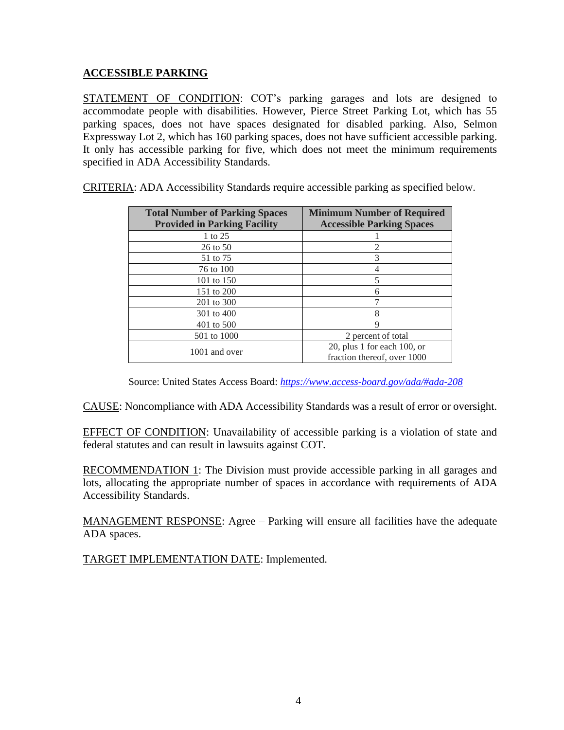## ACCESSIBLE PARKING

STATEMENT OF CONDITION: COT's parking garages and lots are designed to accommodate people with disabilities. However, Pierce Street Parking Lot, which has 55 parking spaces, does not have spaces designated for disabled parking. Also, Selmon Expressway Lot 2, which has 160 parking spaces, does not have sufficient accessible parking. It only has accessible parking for five, which does not meet the minimum requirements specified in ADA Accessibility Standards.

CRITERIA: ADA Accessibility Standards require accessible parking as specified below.

| Total Number of Parking Spaces Provided in Parking Facility | Minimum Number of Required Accessible Parking Spaces |
|---|---|
| 1 to 25 | 1 |
| 26 to 50 | 2 |
| 51 to 75 | 3 |
| 76 to 100 | 4 |
| 101 to 150 | 5 |
| 151 to 200 | 6 |
| 201 to 300 | 7 |
| 301 to 400 | 8 |
| 401 to 500 | 9 |
| 501 to 1000 | 2 percent of total |
| 1001 and over | 20, plus 1 for each 100, or fraction thereof, over 1000 |

Source: United States Access Board: *https://www.access-board.gov/ada/#ada-208*

CAUSE: Noncompliance with ADA Accessibility Standards was a result of error or oversight.

EFFECT OF CONDITION: Unavailability of accessible parking is a violation of state and federal statutes and can result in lawsuits against COT.

RECOMMENDATION 1: The Division must provide accessible parking in all garages and lots, allocating the appropriate number of spaces in accordance with requirements of ADA Accessibility Standards.

MANAGEMENT RESPONSE: Agree – Parking will ensure all facilities have the adequate ADA spaces.

TARGET IMPLEMENTATION DATE: Implemented.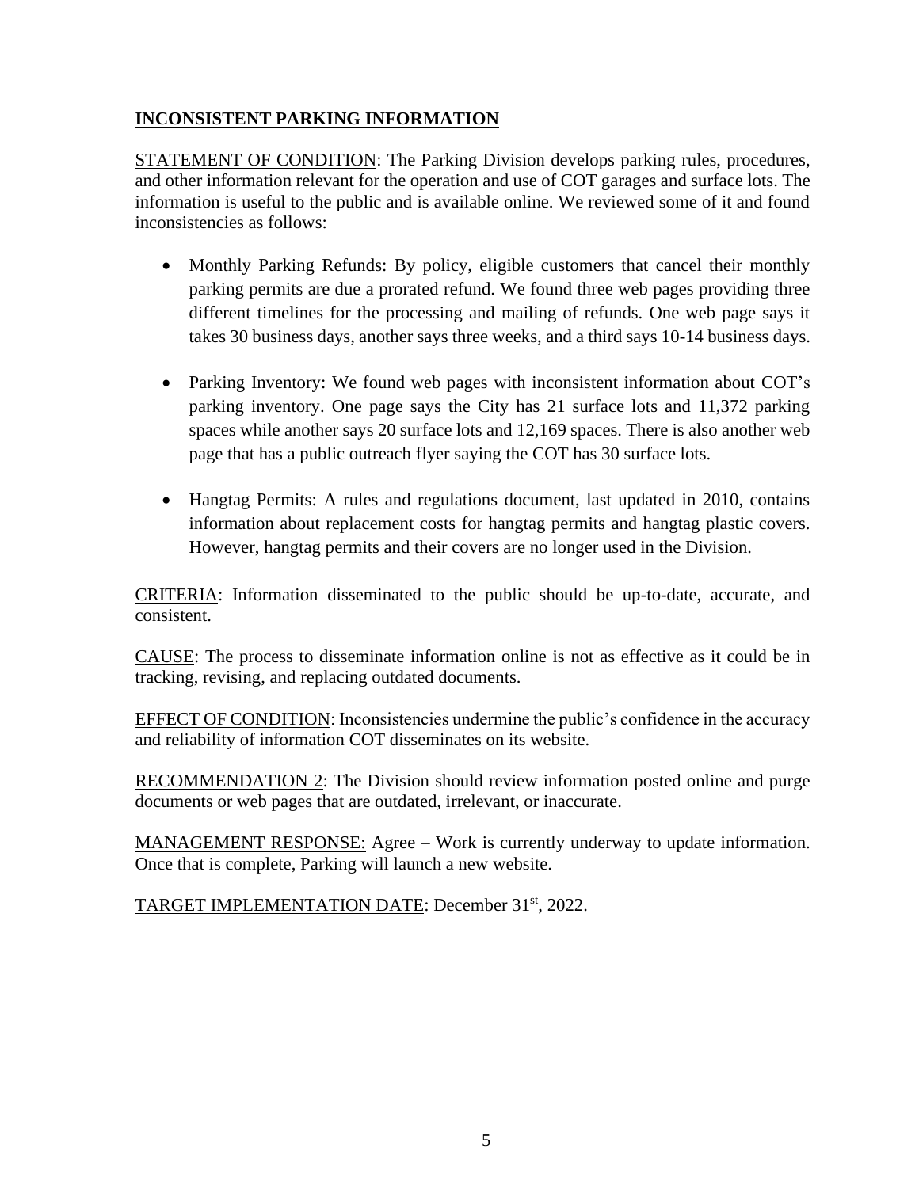## **INCONSISTENT PARKING INFORMATION**

STATEMENT OF CONDITION: The Parking Division develops parking rules, procedures, and other information relevant for the operation and use of COT garages and surface lots. The information is useful to the public and is available online. We reviewed some of it and found inconsistencies as follows:

- Monthly Parking Refunds: By policy, eligible customers that cancel their monthly parking permits are due a prorated refund. We found three web pages providing three different timelines for the processing and mailing of refunds. One web page says it takes 30 business days, another says three weeks, and a third says 10-14 business days.

- Parking Inventory: We found web pages with inconsistent information about COT's parking inventory. One page says the City has 21 surface lots and 11,372 parking spaces while another says 20 surface lots and 12,169 spaces. There is also another web page that has a public outreach flyer saying the COT has 30 surface lots.

- Hangtag Permits: A rules and regulations document, last updated in 2010, contains information about replacement costs for hangtag permits and hangtag plastic covers. However, hangtag permits and their covers are no longer used in the Division.

CRITERIA: Information disseminated to the public should be up-to-date, accurate, and consistent.

CAUSE: The process to disseminate information online is not as effective as it could be in tracking, revising, and replacing outdated documents.

EFFECT OF CONDITION: Inconsistencies undermine the public's confidence in the accuracy and reliability of information COT disseminates on its website.

RECOMMENDATION 2: The Division should review information posted online and purge documents or web pages that are outdated, irrelevant, or inaccurate.

MANAGEMENT RESPONSE: Agree – Work is currently underway to update information. Once that is complete, Parking will launch a new website.

TARGET IMPLEMENTATION DATE: December 31st, 2022.